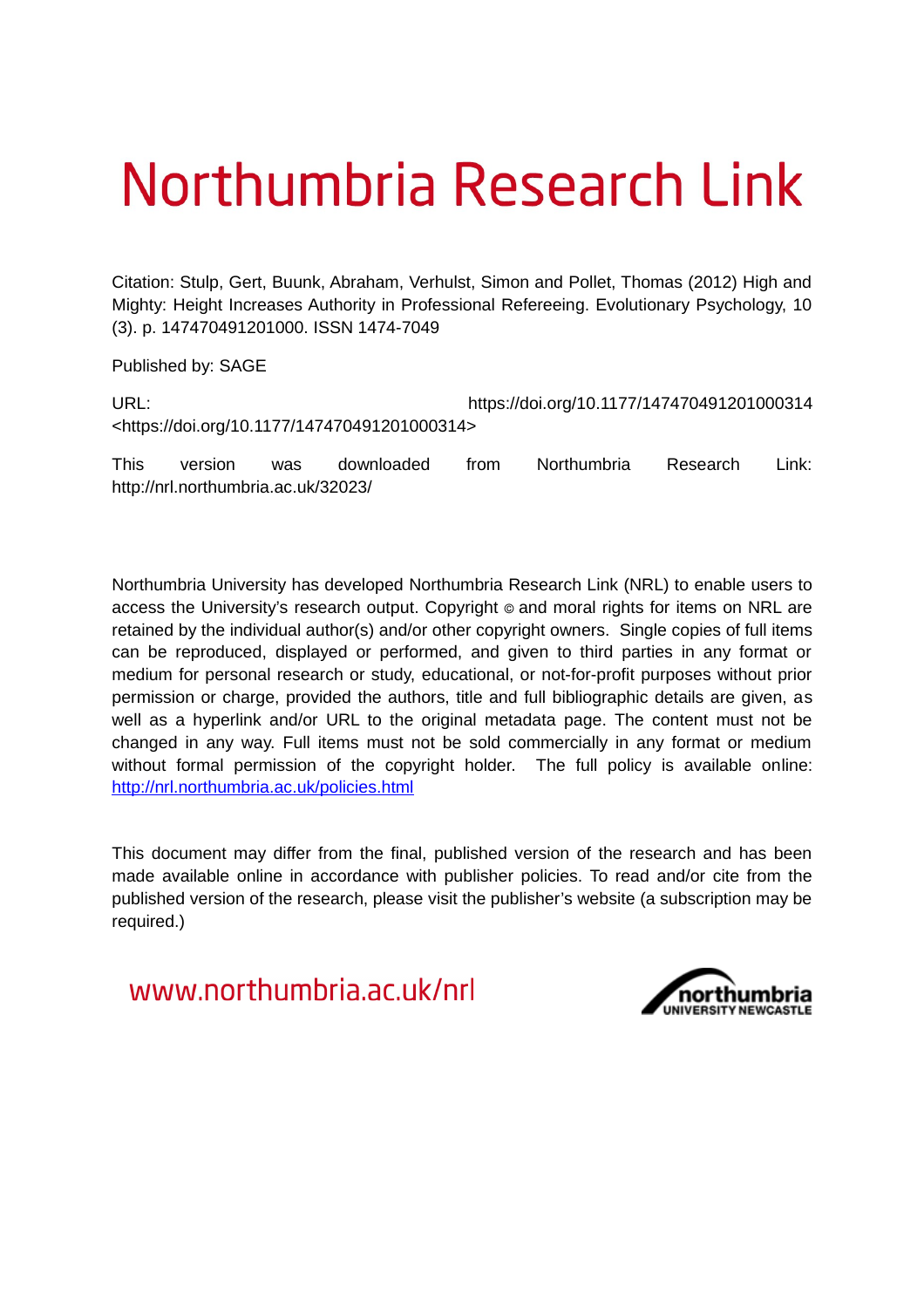# Northumbria Research Link

Citation: Stulp, Gert, Buunk, Abraham, Verhulst, Simon and Pollet, Thomas (2012) High and Mighty: Height Increases Authority in Professional Refereeing. Evolutionary Psychology, 10 (3). p. 147470491201000. ISSN 1474-7049

Published by: SAGE

URL: https://doi.org/10.1177/147470491201000314 <https://doi.org/10.1177/147470491201000314>

This version was downloaded from Northumbria Research Link: http://nrl.northumbria.ac.uk/32023/

Northumbria University has developed Northumbria Research Link (NRL) to enable users to access the University's research output. Copyright © and moral rights for items on NRL are retained by the individual author(s) and/or other copyright owners. Single copies of full items can be reproduced, displayed or performed, and given to third parties in any format or medium for personal research or study, educational, or not-for-profit purposes without prior permission or charge, provided the authors, title and full bibliographic details are given, as well as a hyperlink and/or URL to the original metadata page. The content must not be changed in any way. Full items must not be sold commercially in any format or medium without formal permission of the copyright holder. The full policy is available online: http://nrl.northumbria.ac.uk/policies.html

This document may differ from the final, published version of the research and has been made available online in accordance with publisher policies. To read and/or cite from the published version of the research, please visit the publisher's website (a subscription may be required.)

www.northumbria.ac.uk/nrl

northumbria
UNIVERSITY NEWCASTLE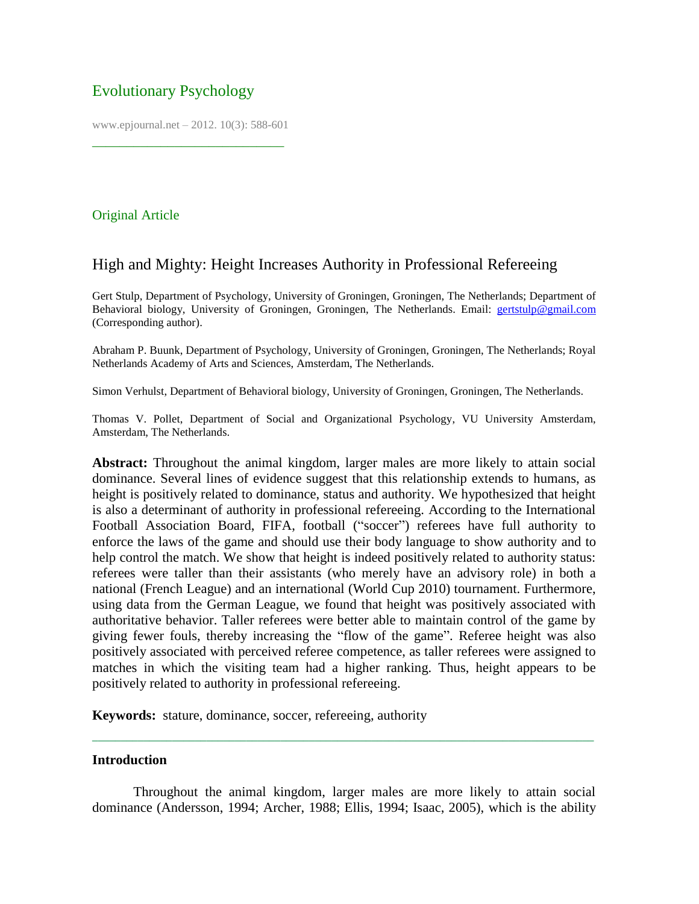# Evolutionary Psychology

www.epjournal.net – 2012. 10(3): 588-601

---

Original Article

## High and Mighty: Height Increases Authority in Professional Refereeing

Gert Stulp, Department of Psychology, University of Groningen, Groningen, The Netherlands; Department of Behavioral biology, University of Groningen, Groningen, The Netherlands. Email: gertstulp@gmail.com (Corresponding author).

Abraham P. Buunk, Department of Psychology, University of Groningen, Groningen, The Netherlands; Royal Netherlands Academy of Arts and Sciences, Amsterdam, The Netherlands.

Simon Verhulst, Department of Behavioral biology, University of Groningen, Groningen, The Netherlands.

Thomas V. Pollet, Department of Social and Organizational Psychology, VU University Amsterdam, Amsterdam, The Netherlands.

**Abstract:** Throughout the animal kingdom, larger males are more likely to attain social dominance. Several lines of evidence suggest that this relationship extends to humans, as height is positively related to dominance, status and authority. We hypothesized that height is also a determinant of authority in professional refereeing. According to the International Football Association Board, FIFA, football ("soccer") referees have full authority to enforce the laws of the game and should use their body language to show authority and to help control the match. We show that height is indeed positively related to authority status: referees were taller than their assistants (who merely have an advisory role) in both a national (French League) and an international (World Cup 2010) tournament. Furthermore, using data from the German League, we found that height was positively associated with authoritative behavior. Taller referees were better able to maintain control of the game by giving fewer fouls, thereby increasing the "flow of the game". Referee height was also positively associated with perceived referee competence, as taller referees were assigned to matches in which the visiting team had a higher ranking. Thus, height appears to be positively related to authority in professional refereeing.

**Keywords:** stature, dominance, soccer, refereeing, authority

---

### Introduction

Throughout the animal kingdom, larger males are more likely to attain social dominance (Andersson, 1994; Archer, 1988; Ellis, 1994; Isaac, 2005), which is the ability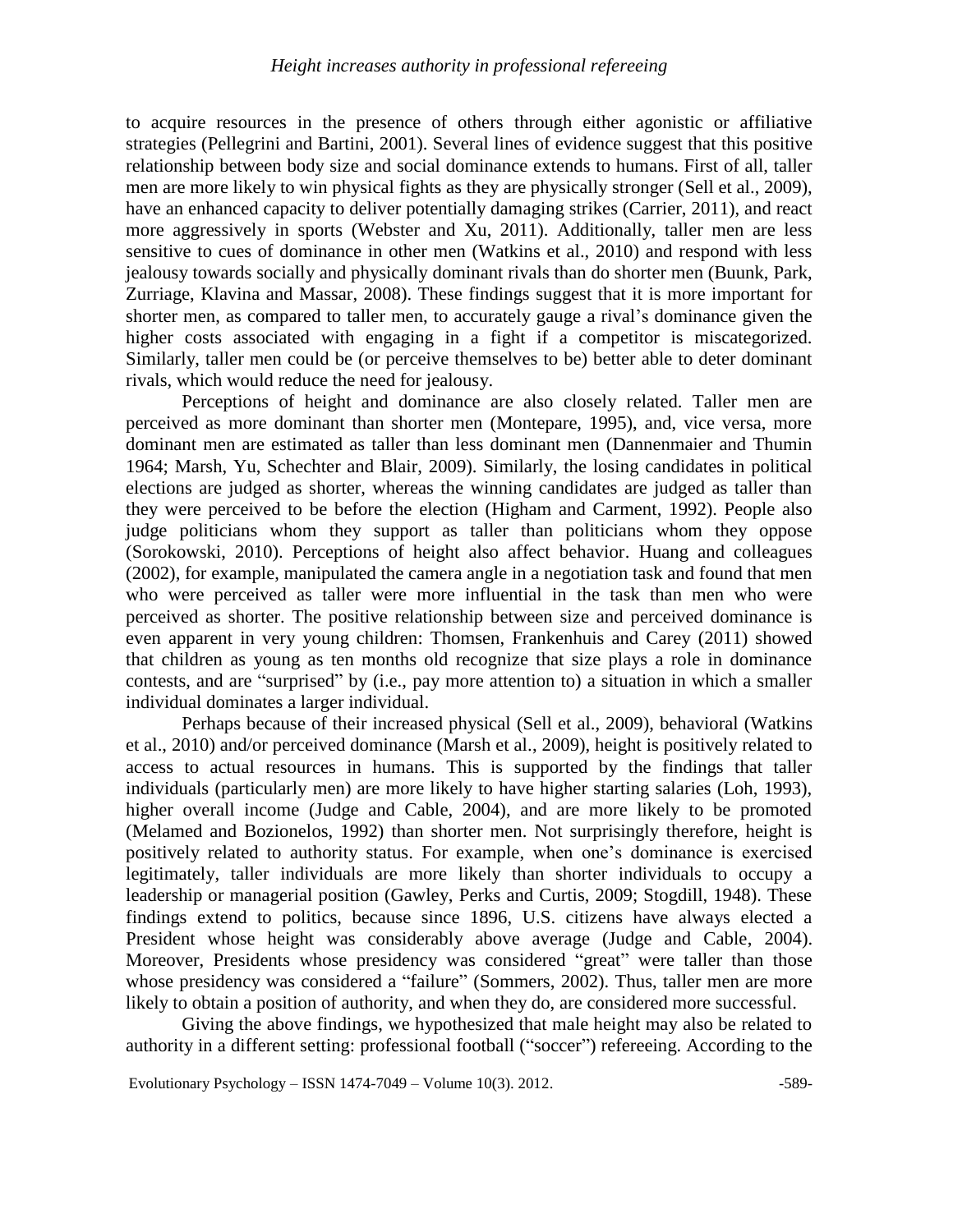to acquire resources in the presence of others through either agonistic or affiliative strategies (Pellegrini and Bartini, 2001). Several lines of evidence suggest that this positive relationship between body size and social dominance extends to humans. First of all, taller men are more likely to win physical fights as they are physically stronger (Sell et al., 2009), have an enhanced capacity to deliver potentially damaging strikes (Carrier, 2011), and react more aggressively in sports (Webster and Xu, 2011). Additionally, taller men are less sensitive to cues of dominance in other men (Watkins et al., 2010) and respond with less jealousy towards socially and physically dominant rivals than do shorter men (Buunk, Park, Zurriage, Klavina and Massar, 2008). These findings suggest that it is more important for shorter men, as compared to taller men, to accurately gauge a rival's dominance given the higher costs associated with engaging in a fight if a competitor is miscategorized. Similarly, taller men could be (or perceive themselves to be) better able to deter dominant rivals, which would reduce the need for jealousy.

Perceptions of height and dominance are also closely related. Taller men are perceived as more dominant than shorter men (Montepare, 1995), and, vice versa, more dominant men are estimated as taller than less dominant men (Dannenmaier and Thumin 1964; Marsh, Yu, Schechter and Blair, 2009). Similarly, the losing candidates in political elections are judged as shorter, whereas the winning candidates are judged as taller than they were perceived to be before the election (Higham and Carment, 1992). People also judge politicians whom they support as taller than politicians whom they oppose (Sorokowski, 2010). Perceptions of height also affect behavior. Huang and colleagues (2002), for example, manipulated the camera angle in a negotiation task and found that men who were perceived as taller were more influential in the task than men who were perceived as shorter. The positive relationship between size and perceived dominance is even apparent in very young children: Thomsen, Frankenhuis and Carey (2011) showed that children as young as ten months old recognize that size plays a role in dominance contests, and are "surprised" by (i.e., pay more attention to) a situation in which a smaller individual dominates a larger individual.

Perhaps because of their increased physical (Sell et al., 2009), behavioral (Watkins et al., 2010) and/or perceived dominance (Marsh et al., 2009), height is positively related to access to actual resources in humans. This is supported by the findings that taller individuals (particularly men) are more likely to have higher starting salaries (Loh, 1993), higher overall income (Judge and Cable, 2004), and are more likely to be promoted (Melamed and Bozionelos, 1992) than shorter men. Not surprisingly therefore, height is positively related to authority status. For example, when one's dominance is exercised legitimately, taller individuals are more likely than shorter individuals to occupy a leadership or managerial position (Gawley, Perks and Curtis, 2009; Stogdill, 1948). These findings extend to politics, because since 1896, U.S. citizens have always elected a President whose height was considerably above average (Judge and Cable, 2004). Moreover, Presidents whose presidency was considered "great" were taller than those whose presidency was considered a "failure" (Sommers, 2002). Thus, taller men are more likely to obtain a position of authority, and when they do, are considered more successful.

Giving the above findings, we hypothesized that male height may also be related to authority in a different setting: professional football ("soccer") refereeing. According to the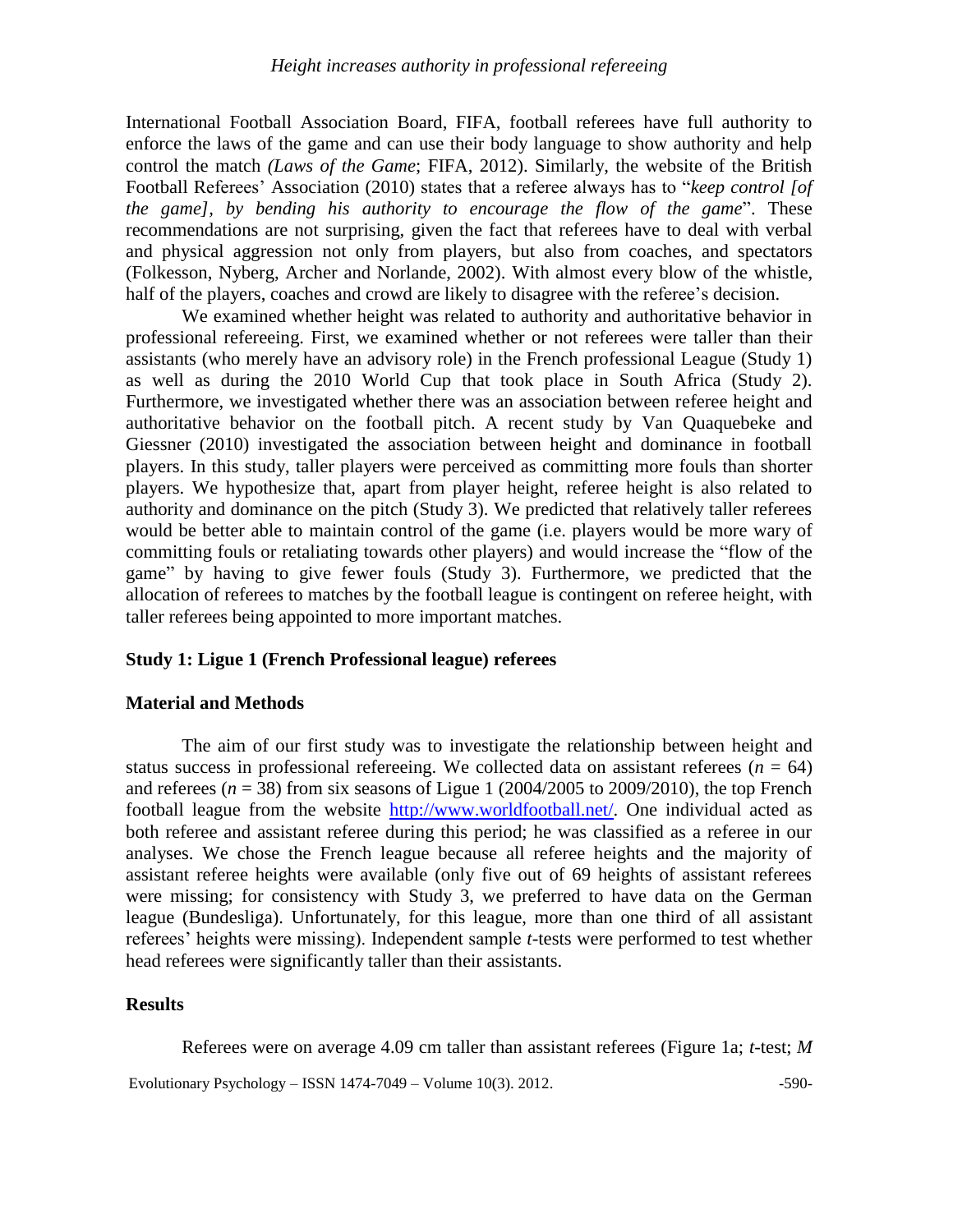International Football Association Board, FIFA, football referees have full authority to enforce the laws of the game and can use their body language to show authority and help control the match *(Laws of the Game*; FIFA, 2012). Similarly, the website of the British Football Referees' Association (2010) states that a referee always has to "*keep control [of the game], by bending his authority to encourage the flow of the game*". These recommendations are not surprising, given the fact that referees have to deal with verbal and physical aggression not only from players, but also from coaches, and spectators (Folkesson, Nyberg, Archer and Norlande, 2002). With almost every blow of the whistle, half of the players, coaches and crowd are likely to disagree with the referee's decision.

We examined whether height was related to authority and authoritative behavior in professional refereeing. First, we examined whether or not referees were taller than their assistants (who merely have an advisory role) in the French professional League (Study 1) as well as during the 2010 World Cup that took place in South Africa (Study 2). Furthermore, we investigated whether there was an association between referee height and authoritative behavior on the football pitch. A recent study by Van Quaquebeke and Giessner (2010) investigated the association between height and dominance in football players. In this study, taller players were perceived as committing more fouls than shorter players. We hypothesize that, apart from player height, referee height is also related to authority and dominance on the pitch (Study 3). We predicted that relatively taller referees would be better able to maintain control of the game (i.e. players would be more wary of committing fouls or retaliating towards other players) and would increase the "flow of the game" by having to give fewer fouls (Study 3). Furthermore, we predicted that the allocation of referees to matches by the football league is contingent on referee height, with taller referees being appointed to more important matches.

## Study 1: Ligue 1 (French Professional league) referees

### Material and Methods

The aim of our first study was to investigate the relationship between height and status success in professional refereeing. We collected data on assistant referees ($n$ = 64) and referees ($n$ = 38) from six seasons of Ligue 1 (2004/2005 to 2009/2010), the top French football league from the website http://www.worldfootball.net/. One individual acted as both referee and assistant referee during this period; he was classified as a referee in our analyses. We chose the French league because all referee heights and the majority of assistant referee heights were available (only five out of 69 heights of assistant referees were missing; for consistency with Study 3, we preferred to have data on the German league (Bundesliga). Unfortunately, for this league, more than one third of all assistant referees' heights were missing). Independent sample $t$-tests were performed to test whether head referees were significantly taller than their assistants.

### Results

Referees were on average 4.09 cm taller than assistant referees (Figure 1a; $t$-test; $M$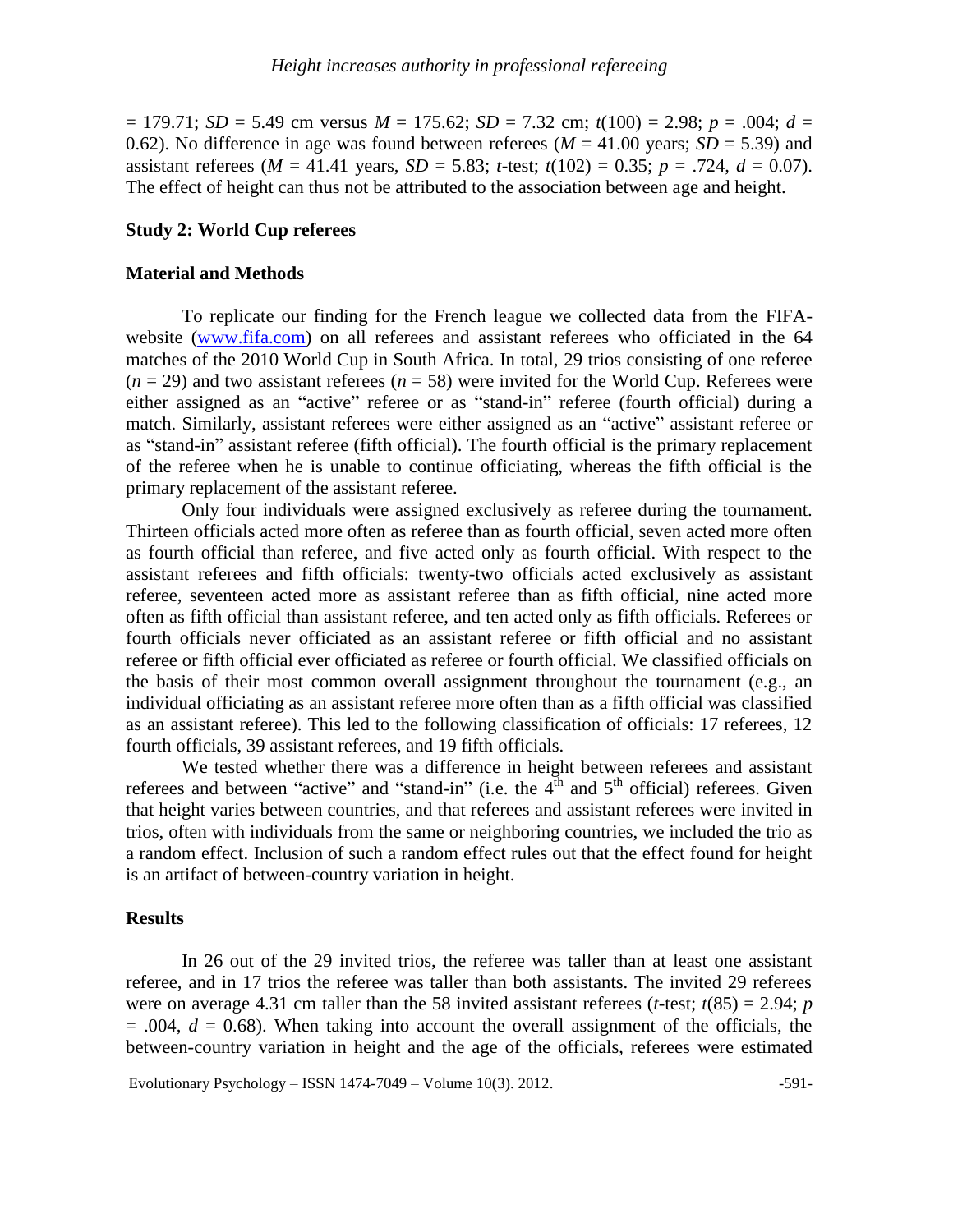= 179.71; $SD$ = 5.49 cm versus $M$ = 175.62; $SD$ = 7.32 cm; $t(100) = 2.98$; $p = .004$; $d$ = 0.62). No difference in age was found between referees ($M$ = 41.00 years; $SD$ = 5.39) and assistant referees ($M$ = 41.41 years, $SD$ = 5.83; $t$-test; $t(102) = 0.35$; $p = .724$, $d = 0.07$). The effect of height can thus not be attributed to the association between age and height.

## Study 2: World Cup referees

### Material and Methods

To replicate our finding for the French league we collected data from the FIFA-website (www.fifa.com) on all referees and assistant referees who officiated in the 64 matches of the 2010 World Cup in South Africa. In total, 29 trios consisting of one referee ($n$ = 29) and two assistant referees ($n$ = 58) were invited for the World Cup. Referees were either assigned as an "active" referee or as "stand-in" referee (fourth official) during a match. Similarly, assistant referees were either assigned as an "active" assistant referee or as "stand-in" assistant referee (fifth official). The fourth official is the primary replacement of the referee when he is unable to continue officiating, whereas the fifth official is the primary replacement of the assistant referee.

Only four individuals were assigned exclusively as referee during the tournament. Thirteen officials acted more often as referee than as fourth official, seven acted more often as fourth official than referee, and five acted only as fourth official. With respect to the assistant referees and fifth officials: twenty-two officials acted exclusively as assistant referee, seventeen acted more as assistant referee than as fifth official, nine acted more often as fifth official than assistant referee, and ten acted only as fifth officials. Referees or fourth officials never officiated as an assistant referee or fifth official and no assistant referee or fifth official ever officiated as referee or fourth official. We classified officials on the basis of their most common overall assignment throughout the tournament (e.g., an individual officiating as an assistant referee more often than as a fifth official was classified as an assistant referee). This led to the following classification of officials: 17 referees, 12 fourth officials, 39 assistant referees, and 19 fifth officials.

We tested whether there was a difference in height between referees and assistant referees and between "active" and "stand-in" (i.e. the 4th and 5th official) referees. Given that height varies between countries, and that referees and assistant referees were invited in trios, often with individuals from the same or neighboring countries, we included the trio as a random effect. Inclusion of such a random effect rules out that the effect found for height is an artifact of between-country variation in height.

### Results

In 26 out of the 29 invited trios, the referee was taller than at least one assistant referee, and in 17 trios the referee was taller than both assistants. The invited 29 referees were on average 4.31 cm taller than the 58 invited assistant referees ($t$-test; $t(85) = 2.94$; $p = .004$, $d = 0.68$). When taking into account the overall assignment of the officials, the between-country variation in height and the age of the officials, referees were estimated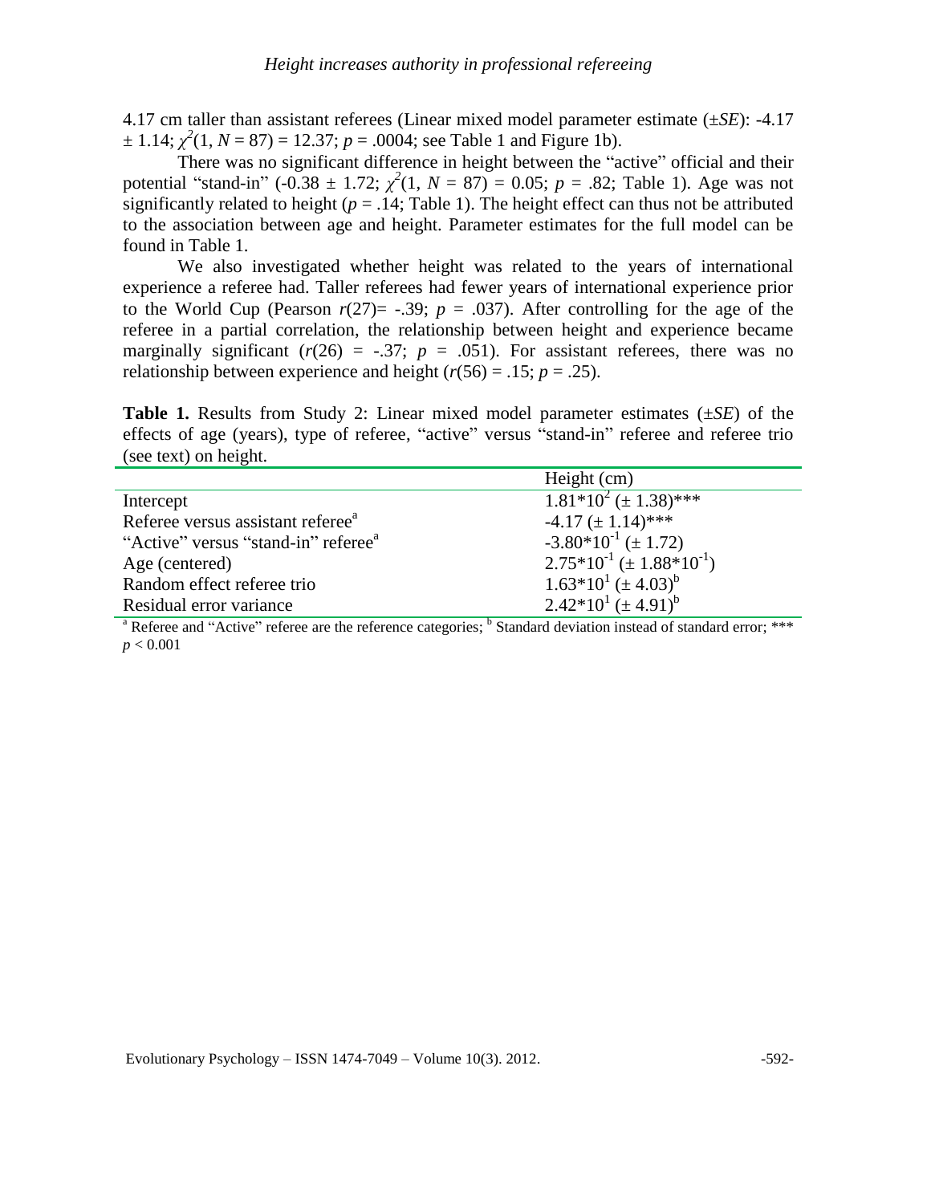4.17 cm taller than assistant referees (Linear mixed model parameter estimate (±*SE*): -4.17 ± 1.14; $\chi^2(1, N = 87) = 12.37$; $p = .0004$; see Table 1 and Figure 1b).

There was no significant difference in height between the "active" official and their potential "stand-in" (-0.38 ± 1.72; $\chi^2(1, N = 87) = 0.05$; $p = .82$; Table 1). Age was not significantly related to height ($p = .14$; Table 1). The height effect can thus not be attributed to the association between age and height. Parameter estimates for the full model can be found in Table 1.

We also investigated whether height was related to the years of international experience a referee had. Taller referees had fewer years of international experience prior to the World Cup (Pearson $r(27) = -.39$; $p = .037$). After controlling for the age of the referee in a partial correlation, the relationship between height and experience became marginally significant ($r(26) = -.37$; $p = .051$). For assistant referees, there was no relationship between experience and height ($r(56) = .15$; $p = .25$).

**Table 1.** Results from Study 2: Linear mixed model parameter estimates (±*SE*) of the effects of age (years), type of referee, "active" versus "stand-in" referee and referee trio (see text) on height.

| | Height (cm) |
|---|---|
| Intercept | $1.81*10^2$ (± 1.38)*** |
| Referee versus assistant referee[a] | -4.17 (± 1.14)*** |
| "Active" versus "stand-in" referee[a] | $-3.80*10^{-1}$ (± 1.72) |
| Age (centered) | $2.75*10^{-1}$ (± $1.88*10^{-1}$) |
| Random effect referee trio | $1.63*10^1$ (± 4.03)[b] |
| Residual error variance | $2.42*10^1$ (± 4.91)[b] |

[a] Referee and "Active" referee are the reference categories; [b] Standard deviation instead of standard error; *** $p < 0.001$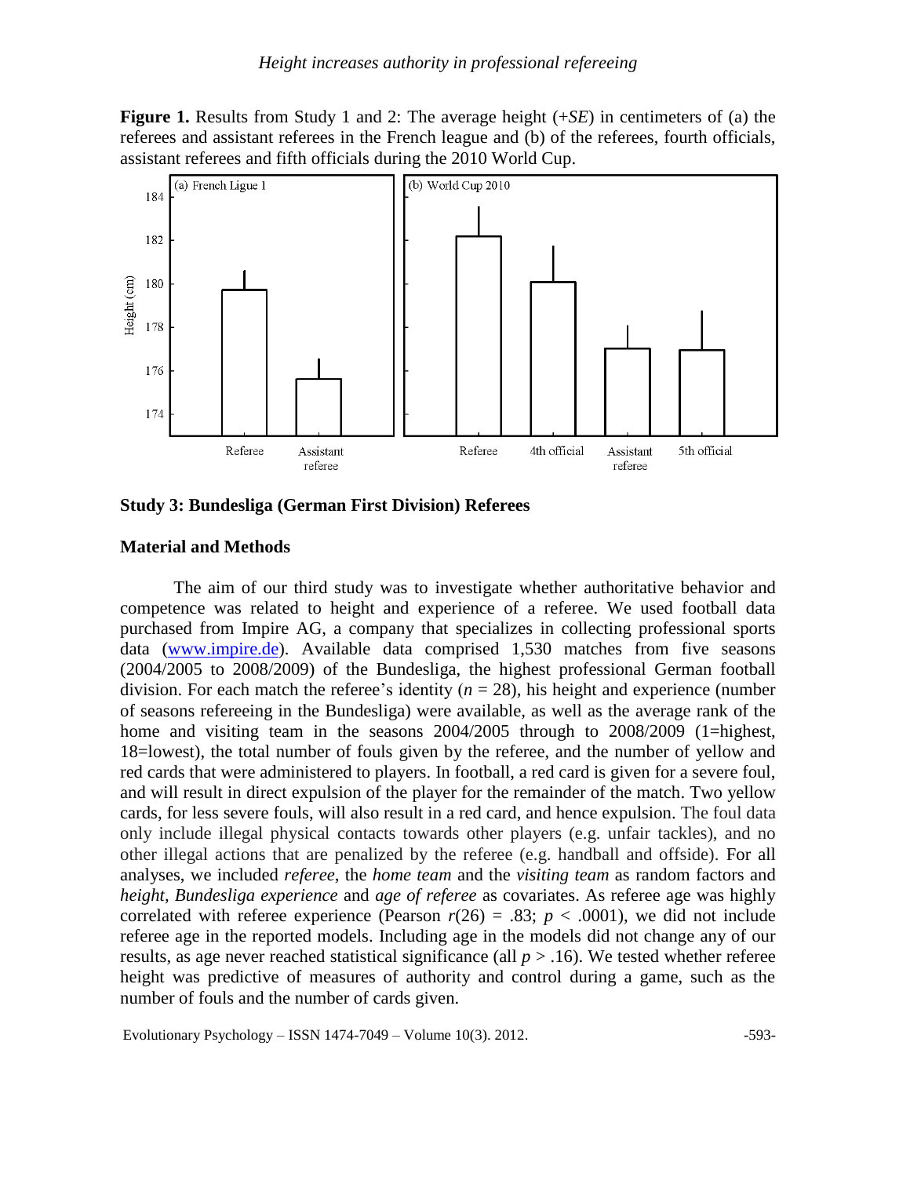**Figure 1.** Results from Study 1 and 2: The average height (+*SE*) in centimeters of (a) the referees and assistant referees in the French league and (b) of the referees, fourth officials, assistant referees and fifth officials during the 2010 World Cup.

## Study 3: Bundesliga (German First Division) Referees

### Material and Methods

The aim of our third study was to investigate whether authoritative behavior and competence was related to height and experience of a referee. We used football data purchased from Impire AG, a company that specializes in collecting professional sports data (www.impire.de). Available data comprised 1,530 matches from five seasons (2004/2005 to 2008/2009) of the Bundesliga, the highest professional German football division. For each match the referee's identity ($n = 28$), his height and experience (number of seasons refereeing in the Bundesliga) were available, as well as the average rank of the home and visiting team in the seasons 2004/2005 through to 2008/2009 (1=highest, 18=lowest), the total number of fouls given by the referee, and the number of yellow and red cards that were administered to players. In football, a red card is given for a severe foul, and will result in direct expulsion of the player for the remainder of the match. Two yellow cards, for less severe fouls, will also result in a red card, and hence expulsion. The foul data only include illegal physical contacts towards other players (e.g. unfair tackles), and no other illegal actions that are penalized by the referee (e.g. handball and offside). For all analyses, we included *referee*, the *home team* and the *visiting team* as random factors and *height*, *Bundesliga experience* and *age of referee* as covariates. As referee age was highly correlated with referee experience (Pearson $r(26) = .83$; $p < .0001$), we did not include referee age in the reported models. Including age in the models did not change any of our results, as age never reached statistical significance (all $p > .16$). We tested whether referee height was predictive of measures of authority and control during a game, such as the number of fouls and the number of cards given.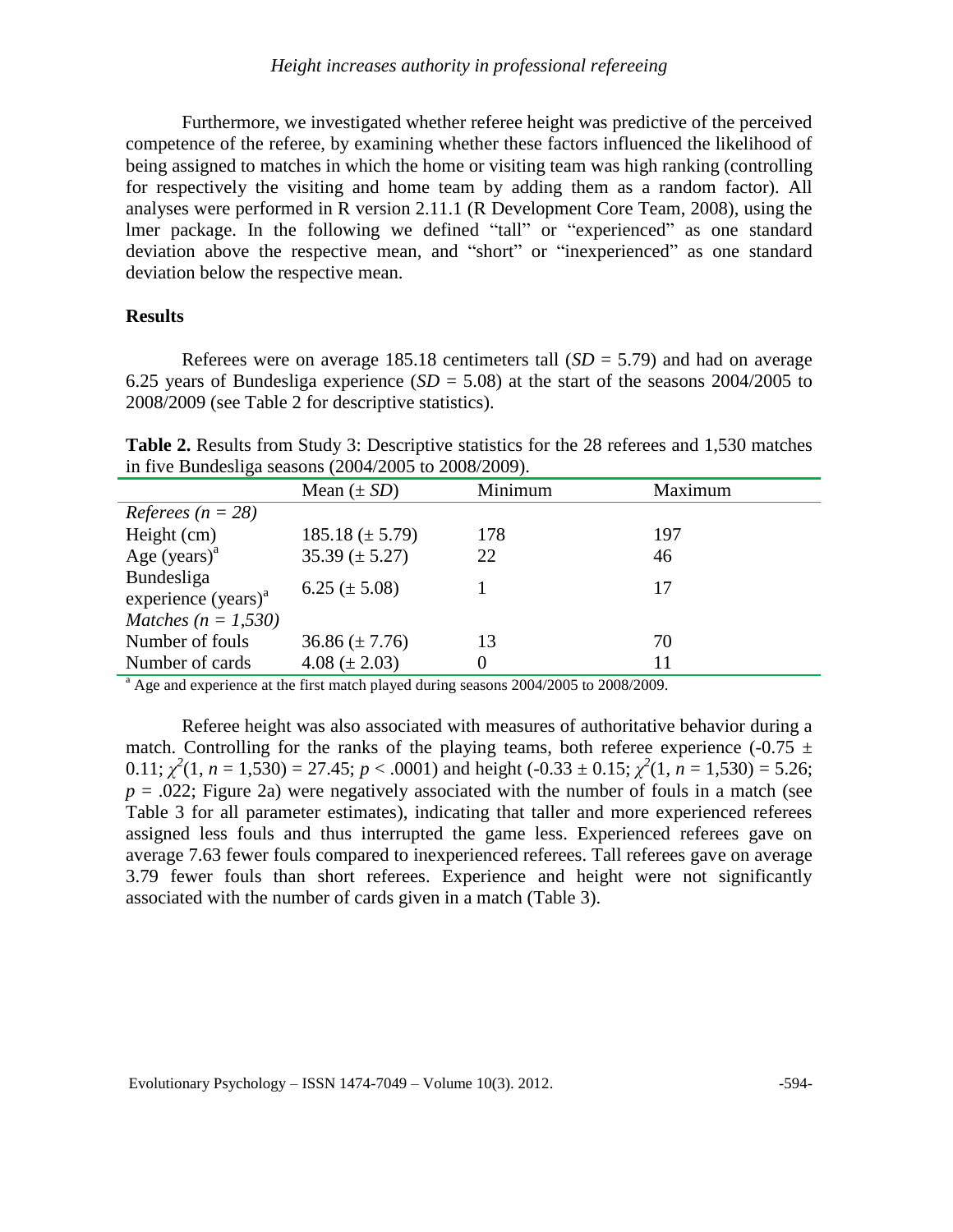Furthermore, we investigated whether referee height was predictive of the perceived competence of the referee, by examining whether these factors influenced the likelihood of being assigned to matches in which the home or visiting team was high ranking (controlling for respectively the visiting and home team by adding them as a random factor). All analyses were performed in R version 2.11.1 (R Development Core Team, 2008), using the lmer package. In the following we defined "tall" or "experienced" as one standard deviation above the respective mean, and "short" or "inexperienced" as one standard deviation below the respective mean.

## Results

Referees were on average 185.18 centimeters tall ($SD$ = 5.79) and had on average 6.25 years of Bundesliga experience ($SD$ = 5.08) at the start of the seasons 2004/2005 to 2008/2009 (see Table 2 for descriptive statistics).

**Table 2.** Results from Study 3: Descriptive statistics for the 28 referees and 1,530 matches in five Bundesliga seasons (2004/2005 to 2008/2009).

| | Mean (± *SD*) | Minimum | Maximum |
|---|---|---|---|
| *Referees (n = 28)* | | | |
| Height (cm) | 185.18 (± 5.79) | 178 | 197 |
| Age (years)[a] | 35.39 (± 5.27) | 22 | 46 |
| Bundesliga experience (years)[a] | 6.25 (± 5.08) | 1 | 17 |
| *Matches (n = 1,530)* | | | |
| Number of fouls | 36.86 (± 7.76) | 13 | 70 |
| Number of cards | 4.08 (± 2.03) | 0 | 11 |

[a] Age and experience at the first match played during seasons 2004/2005 to 2008/2009.

Referee height was also associated with measures of authoritative behavior during a match. Controlling for the ranks of the playing teams, both referee experience (-0.75 ± 0.11; $\chi^2(1, n = 1{,}530) = 27.45$; $p < .0001$) and height (-0.33 ± 0.15; $\chi^2(1, n = 1{,}530) = 5.26$; $p = .022$; Figure 2a) were negatively associated with the number of fouls in a match (see Table 3 for all parameter estimates), indicating that taller and more experienced referees assigned less fouls and thus interrupted the game less. Experienced referees gave on average 7.63 fewer fouls compared to inexperienced referees. Tall referees gave on average 3.79 fewer fouls than short referees. Experience and height were not significantly associated with the number of cards given in a match (Table 3).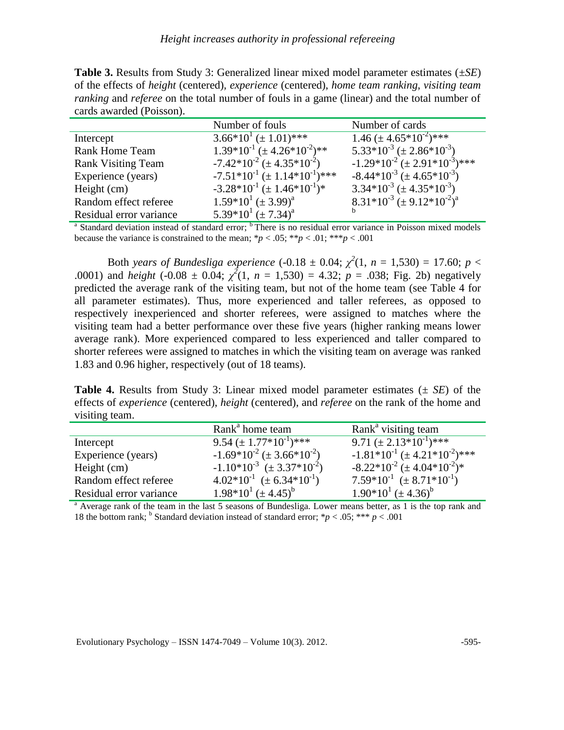**Table 3.** Results from Study 3: Generalized linear mixed model parameter estimates (±*SE*) of the effects of *height* (centered), *experience* (centered), *home team ranking*, *visiting team ranking* and *referee* on the total number of fouls in a game (linear) and the total number of cards awarded (Poisson).

| | Number of fouls | Number of cards |
|---|---|---|
| Intercept | $3.66*10^{1}$ ($\pm$ 1.01)*** | 1.46 ($\pm$ $4.65*10^{-2}$)*** |
| Rank Home Team | $1.39*10^{-1}$ ($\pm$ $4.26*10^{-2}$)** | $5.33*10^{-3}$ ($\pm$ $2.86*10^{-3}$) |
| Rank Visiting Team | $-7.42*10^{-2}$ ($\pm$ $4.35*10^{-2}$) | $-1.29*10^{-2}$ ($\pm$ $2.91*10^{-3}$)*** |
| Experience (years) | $-7.51*10^{-1}$ ($\pm$ $1.14*10^{-1}$)*** | $-8.44*10^{-3}$ ($\pm$ $4.65*10^{-3}$) |
| Height (cm) | $-3.28*10^{-1}$ ($\pm$ $1.46*10^{-1}$)* | $3.34*10^{-3}$ ($\pm$ $4.35*10^{-3}$) |
| Random effect referee | $1.59*10^{1}$ ($\pm$ 3.99)[a] | $8.31*10^{-3}$ ($\pm$ $9.12*10^{-2}$)[a] |
| Residual error variance | $5.39*10^{1}$ ($\pm$ 7.34)[a] | [b] |

[a] Standard deviation instead of standard error; [b] There is no residual error variance in Poisson mixed models because the variance is constrained to the mean; $*p < .05$; $**p < .01$; $***p < .001$

Both *years of Bundesliga experience* (-0.18 ± 0.04; $\chi^2(1, n = 1{,}530) = 17.60$; $p < .0001$) and *height* (-0.08 ± 0.04; $\chi^2(1, n = 1{,}530) = 4.32$; $p = .038$; Fig. 2b) negatively predicted the average rank of the visiting team, but not of the home team (see Table 4 for all parameter estimates). Thus, more experienced and taller referees, as opposed to respectively inexperienced and shorter referees, were assigned to matches where the visiting team had a better performance over these five years (higher ranking means lower average rank). More experienced compared to less experienced and taller compared to shorter referees were assigned to matches in which the visiting team on average was ranked 1.83 and 0.96 higher, respectively (out of 18 teams).

**Table 4.** Results from Study 3: Linear mixed model parameter estimates (± *SE*) of the effects of *experience* (centered), *height* (centered), and *referee* on the rank of the home and visiting team.

| | Rank[a] home team | Rank[a] visiting team |
|---|---|---|
| Intercept | 9.54 ($\pm$ $1.77*10^{-1}$)*** | 9.71 ($\pm$ $2.13*10^{-1}$)*** |
| Experience (years) | $-1.69*10^{-2}$ ($\pm$ $3.66*10^{-2}$) | $-1.81*10^{-1}$ ($\pm$ $4.21*10^{-2}$)*** |
| Height (cm) | $-1.10*10^{-3}$ ($\pm$ $3.37*10^{-2}$) | $-8.22*10^{-2}$ ($\pm$ $4.04*10^{-2}$)* |
| Random effect referee | $4.02*10^{-1}$ ($\pm$ $6.34*10^{-1}$) | $7.59*10^{-1}$ ($\pm$ $8.71*10^{-1}$) |
| Residual error variance | $1.98*10^{1}$ ($\pm$ 4.45)[b] | $1.90*10^{1}$ ($\pm$ 4.36)[b] |

[a] Average rank of the team in the last 5 seasons of Bundesliga. Lower means better, as 1 is the top rank and 18 the bottom rank; [b] Standard deviation instead of standard error; $*p < .05$; $***p < .001$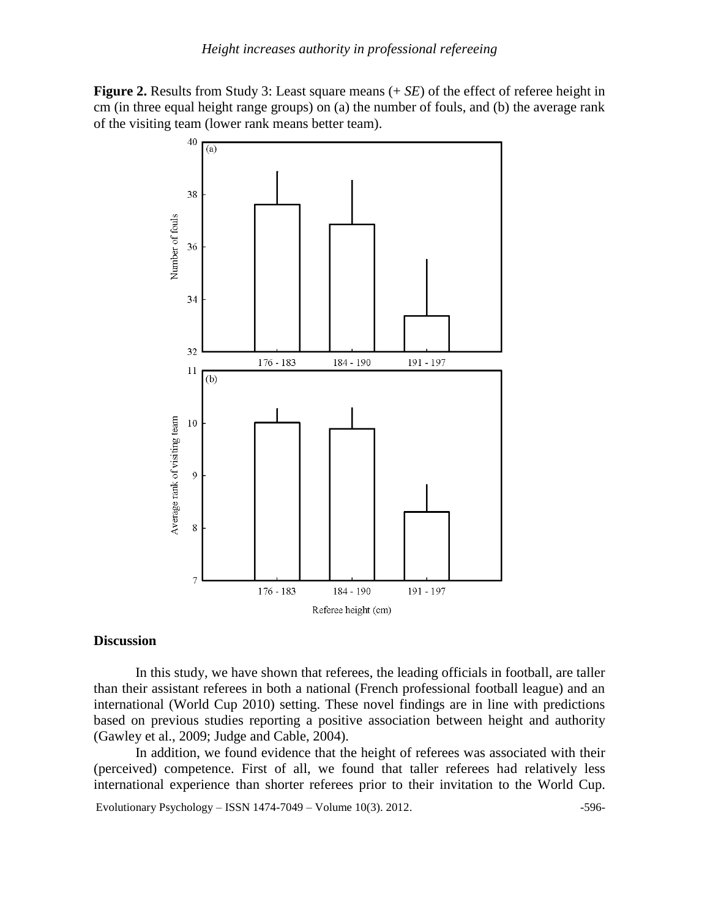**Figure 2.** Results from Study 3: Least square means (+ *SE*) of the effect of referee height in cm (in three equal height range groups) on (a) the number of fouls, and (b) the average rank of the visiting team (lower rank means better team).

## Discussion

In this study, we have shown that referees, the leading officials in football, are taller than their assistant referees in both a national (French professional football league) and an international (World Cup 2010) setting. These novel findings are in line with predictions based on previous studies reporting a positive association between height and authority (Gawley et al., 2009; Judge and Cable, 2004).

In addition, we found evidence that the height of referees was associated with their (perceived) competence. First of all, we found that taller referees had relatively less international experience than shorter referees prior to their invitation to the World Cup.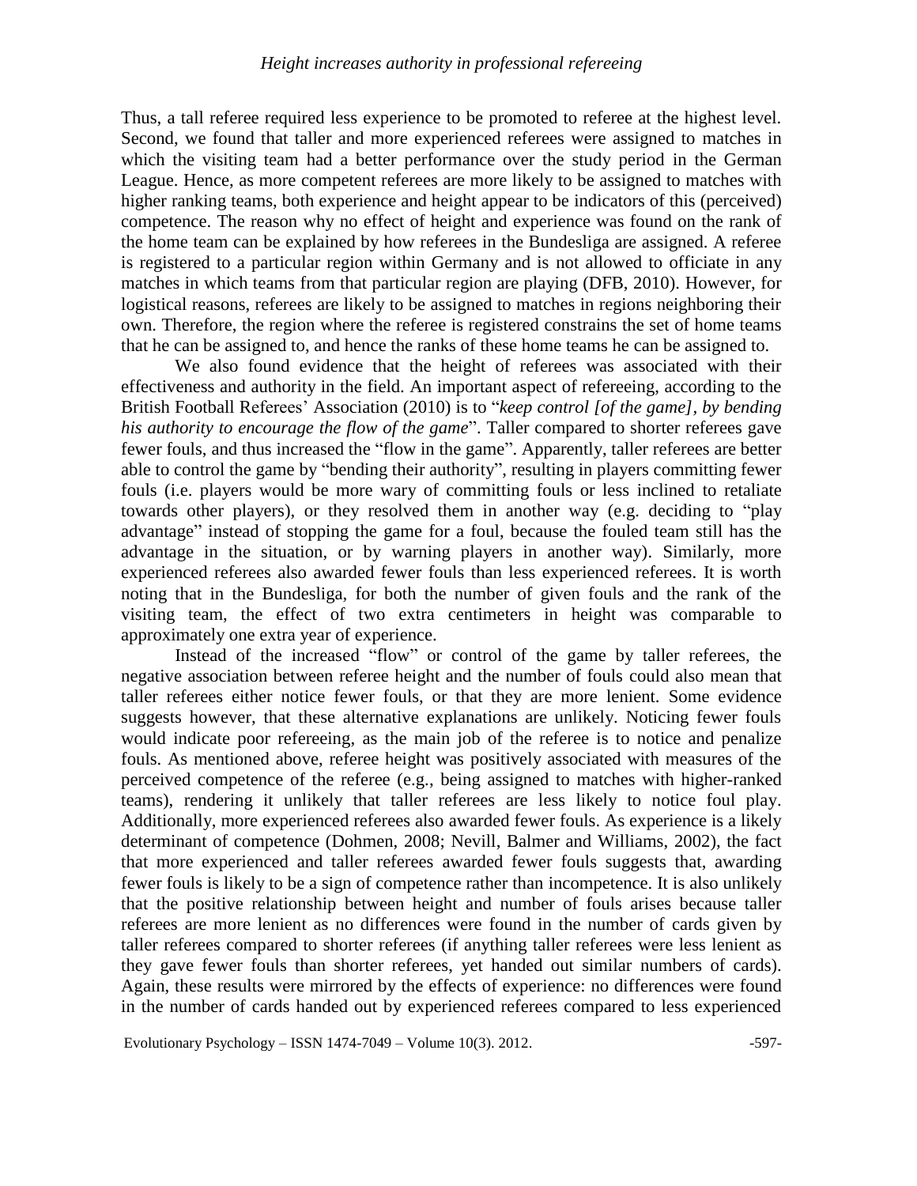Thus, a tall referee required less experience to be promoted to referee at the highest level. Second, we found that taller and more experienced referees were assigned to matches in which the visiting team had a better performance over the study period in the German League. Hence, as more competent referees are more likely to be assigned to matches with higher ranking teams, both experience and height appear to be indicators of this (perceived) competence. The reason why no effect of height and experience was found on the rank of the home team can be explained by how referees in the Bundesliga are assigned. A referee is registered to a particular region within Germany and is not allowed to officiate in any matches in which teams from that particular region are playing (DFB, 2010). However, for logistical reasons, referees are likely to be assigned to matches in regions neighboring their own. Therefore, the region where the referee is registered constrains the set of home teams that he can be assigned to, and hence the ranks of these home teams he can be assigned to.

We also found evidence that the height of referees was associated with their effectiveness and authority in the field. An important aspect of refereeing, according to the British Football Referees' Association (2010) is to "*keep control [of the game], by bending his authority to encourage the flow of the game*". Taller compared to shorter referees gave fewer fouls, and thus increased the "flow in the game". Apparently, taller referees are better able to control the game by "bending their authority", resulting in players committing fewer fouls (i.e. players would be more wary of committing fouls or less inclined to retaliate towards other players), or they resolved them in another way (e.g. deciding to "play advantage" instead of stopping the game for a foul, because the fouled team still has the advantage in the situation, or by warning players in another way). Similarly, more experienced referees also awarded fewer fouls than less experienced referees. It is worth noting that in the Bundesliga, for both the number of given fouls and the rank of the visiting team, the effect of two extra centimeters in height was comparable to approximately one extra year of experience.

Instead of the increased "flow" or control of the game by taller referees, the negative association between referee height and the number of fouls could also mean that taller referees either notice fewer fouls, or that they are more lenient. Some evidence suggests however, that these alternative explanations are unlikely. Noticing fewer fouls would indicate poor refereeing, as the main job of the referee is to notice and penalize fouls. As mentioned above, referee height was positively associated with measures of the perceived competence of the referee (e.g., being assigned to matches with higher-ranked teams), rendering it unlikely that taller referees are less likely to notice foul play. Additionally, more experienced referees also awarded fewer fouls. As experience is a likely determinant of competence (Dohmen, 2008; Nevill, Balmer and Williams, 2002), the fact that more experienced and taller referees awarded fewer fouls suggests that, awarding fewer fouls is likely to be a sign of competence rather than incompetence. It is also unlikely that the positive relationship between height and number of fouls arises because taller referees are more lenient as no differences were found in the number of cards given by taller referees compared to shorter referees (if anything taller referees were less lenient as they gave fewer fouls than shorter referees, yet handed out similar numbers of cards). Again, these results were mirrored by the effects of experience: no differences were found in the number of cards handed out by experienced referees compared to less experienced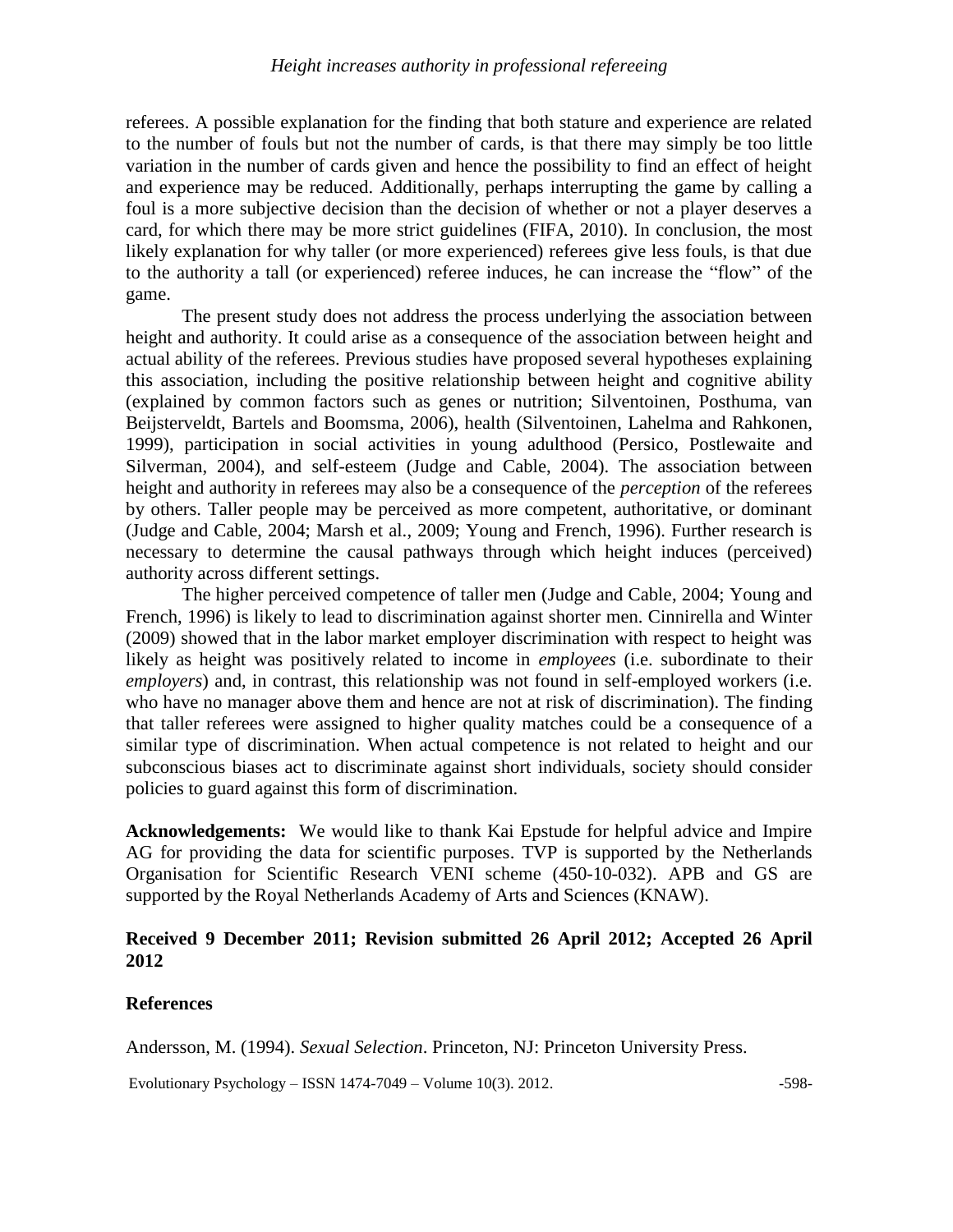referees. A possible explanation for the finding that both stature and experience are related to the number of fouls but not the number of cards, is that there may simply be too little variation in the number of cards given and hence the possibility to find an effect of height and experience may be reduced. Additionally, perhaps interrupting the game by calling a foul is a more subjective decision than the decision of whether or not a player deserves a card, for which there may be more strict guidelines (FIFA, 2010). In conclusion, the most likely explanation for why taller (or more experienced) referees give less fouls, is that due to the authority a tall (or experienced) referee induces, he can increase the "flow" of the game.

The present study does not address the process underlying the association between height and authority. It could arise as a consequence of the association between height and actual ability of the referees. Previous studies have proposed several hypotheses explaining this association, including the positive relationship between height and cognitive ability (explained by common factors such as genes or nutrition; Silventoinen, Posthuma, van Beijsterveldt, Bartels and Boomsma, 2006), health (Silventoinen, Lahelma and Rahkonen, 1999), participation in social activities in young adulthood (Persico, Postlewaite and Silverman, 2004), and self-esteem (Judge and Cable, 2004). The association between height and authority in referees may also be a consequence of the *perception* of the referees by others. Taller people may be perceived as more competent, authoritative, or dominant (Judge and Cable, 2004; Marsh et al., 2009; Young and French, 1996). Further research is necessary to determine the causal pathways through which height induces (perceived) authority across different settings.

The higher perceived competence of taller men (Judge and Cable, 2004; Young and French, 1996) is likely to lead to discrimination against shorter men. Cinnirella and Winter (2009) showed that in the labor market employer discrimination with respect to height was likely as height was positively related to income in *employees* (i.e. subordinate to their *employers*) and, in contrast, this relationship was not found in self-employed workers (i.e. who have no manager above them and hence are not at risk of discrimination). The finding that taller referees were assigned to higher quality matches could be a consequence of a similar type of discrimination. When actual competence is not related to height and our subconscious biases act to discriminate against short individuals, society should consider policies to guard against this form of discrimination.

**Acknowledgements:** We would like to thank Kai Epstude for helpful advice and Impire AG for providing the data for scientific purposes. TVP is supported by the Netherlands Organisation for Scientific Research VENI scheme (450-10-032). APB and GS are supported by the Royal Netherlands Academy of Arts and Sciences (KNAW).

**Received 9 December 2011; Revision submitted 26 April 2012; Accepted 26 April 2012**

## References

Andersson, M. (1994). *Sexual Selection*. Princeton, NJ: Princeton University Press.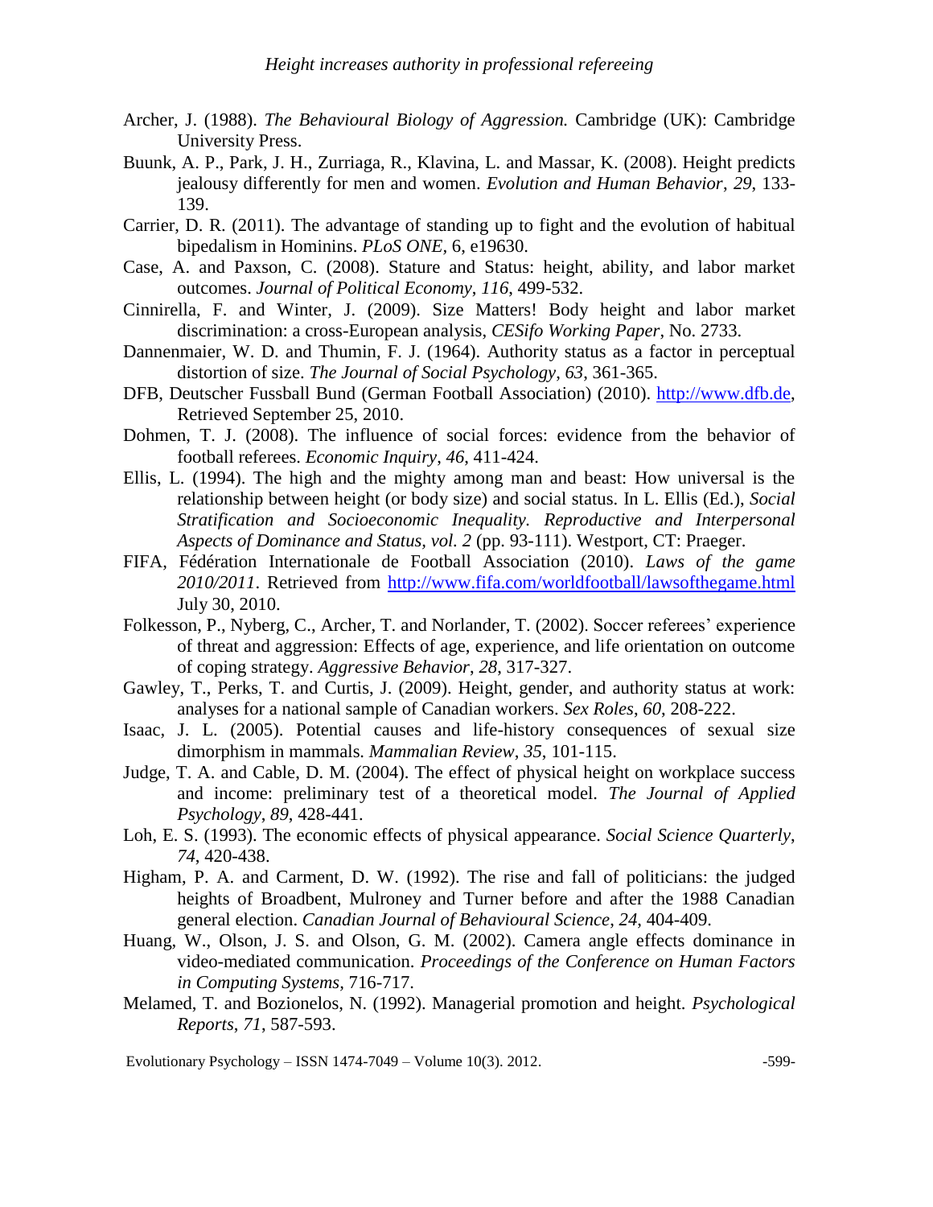Archer, J. (1988). *The Behavioural Biology of Aggression.* Cambridge (UK): Cambridge University Press.

Buunk, A. P., Park, J. H., Zurriaga, R., Klavina, L. and Massar, K. (2008). Height predicts jealousy differently for men and women. *Evolution and Human Behavior*, *29*, 133-139.

Carrier, D. R. (2011). The advantage of standing up to fight and the evolution of habitual bipedalism in Hominins. *PLoS ONE,* 6, e19630.

Case, A. and Paxson, C. (2008). Stature and Status: height, ability, and labor market outcomes. *Journal of Political Economy*, *116*, 499-532.

Cinnirella, F. and Winter, J. (2009). Size Matters! Body height and labor market discrimination: a cross-European analysis, *CESifo Working Paper*, No. 2733.

Dannenmaier, W. D. and Thumin, F. J. (1964). Authority status as a factor in perceptual distortion of size. *The Journal of Social Psychology*, *63*, 361-365.

DFB, Deutscher Fussball Bund (German Football Association) (2010). http://www.dfb.de, Retrieved September 25, 2010.

Dohmen, T. J. (2008). The influence of social forces: evidence from the behavior of football referees. *Economic Inquiry*, *46*, 411-424.

Ellis, L. (1994). The high and the mighty among man and beast: How universal is the relationship between height (or body size) and social status. In L. Ellis (Ed.), *Social Stratification and Socioeconomic Inequality. Reproductive and Interpersonal Aspects of Dominance and Status, vol. 2* (pp. 93-111). Westport, CT: Praeger.

FIFA, Fédération Internationale de Football Association (2010). *Laws of the game 2010/2011*. Retrieved from http://www.fifa.com/worldfootball/lawsofthegame.html July 30, 2010.

Folkesson, P., Nyberg, C., Archer, T. and Norlander, T. (2002). Soccer referees' experience of threat and aggression: Effects of age, experience, and life orientation on outcome of coping strategy. *Aggressive Behavior*, *28*, 317-327.

Gawley, T., Perks, T. and Curtis, J. (2009). Height, gender, and authority status at work: analyses for a national sample of Canadian workers. *Sex Roles*, *60*, 208-222.

Isaac, J. L. (2005). Potential causes and life-history consequences of sexual size dimorphism in mammals. *Mammalian Review*, *35*, 101-115.

Judge, T. A. and Cable, D. M. (2004). The effect of physical height on workplace success and income: preliminary test of a theoretical model. *The Journal of Applied Psychology*, *89*, 428-441.

Loh, E. S. (1993). The economic effects of physical appearance. *Social Science Quarterly*, *74*, 420-438.

Higham, P. A. and Carment, D. W. (1992). The rise and fall of politicians: the judged heights of Broadbent, Mulroney and Turner before and after the 1988 Canadian general election. *Canadian Journal of Behavioural Science*, *24*, 404-409.

Huang, W., Olson, J. S. and Olson, G. M. (2002). Camera angle effects dominance in video-mediated communication. *Proceedings of the Conference on Human Factors in Computing Systems*, 716-717.

Melamed, T. and Bozionelos, N. (1992). Managerial promotion and height. *Psychological Reports*, *71*, 587-593.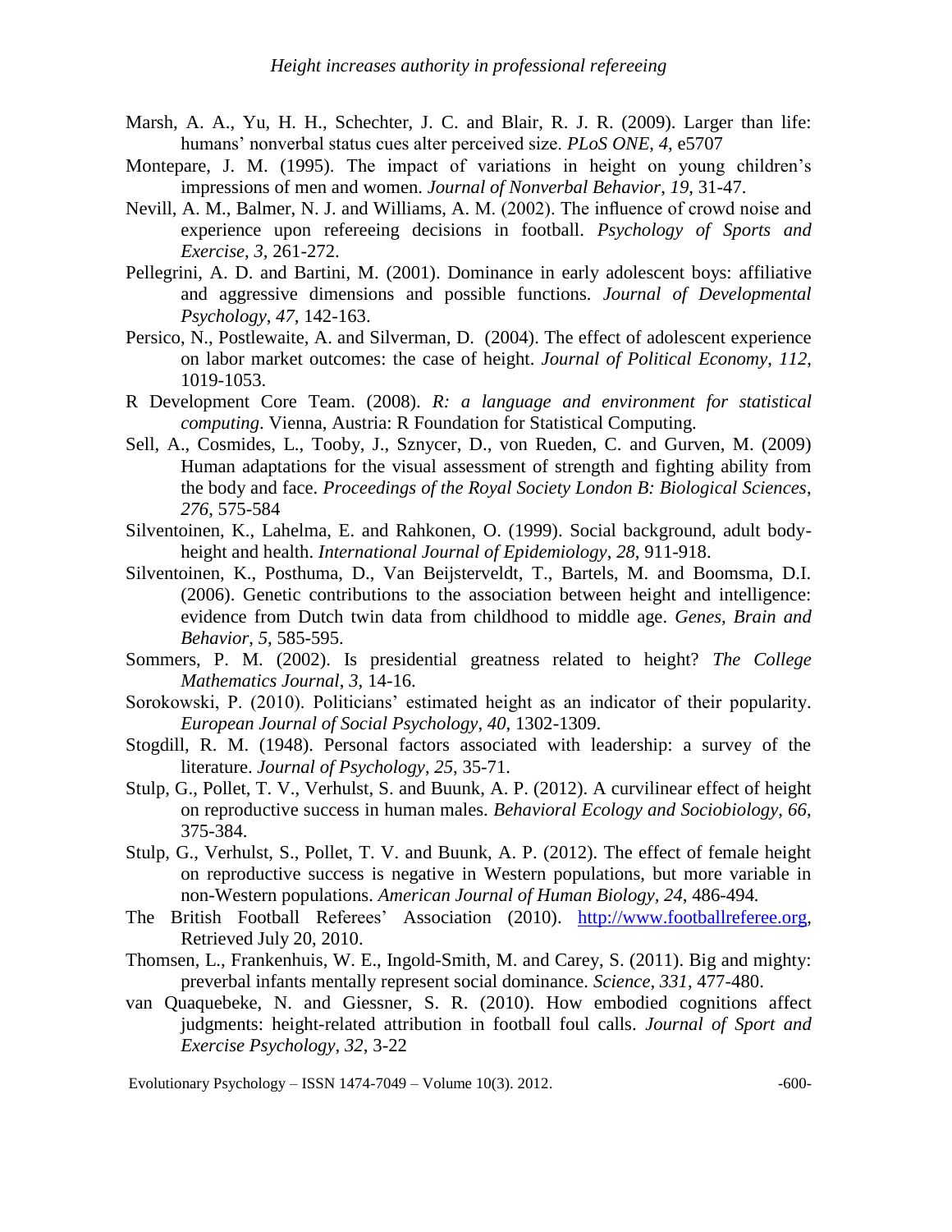Marsh, A. A., Yu, H. H., Schechter, J. C. and Blair, R. J. R. (2009). Larger than life: humans' nonverbal status cues alter perceived size. *PLoS ONE*, *4*, e5707

Montepare, J. M. (1995). The impact of variations in height on young children's impressions of men and women. *Journal of Nonverbal Behavior*, *19*, 31-47.

Nevill, A. M., Balmer, N. J. and Williams, A. M. (2002). The influence of crowd noise and experience upon refereeing decisions in football. *Psychology of Sports and Exercise*, *3*, 261-272.

Pellegrini, A. D. and Bartini, M. (2001). Dominance in early adolescent boys: affiliative and aggressive dimensions and possible functions. *Journal of Developmental Psychology*, *47*, 142-163.

Persico, N., Postlewaite, A. and Silverman, D. (2004). The effect of adolescent experience on labor market outcomes: the case of height. *Journal of Political Economy*, *112*, 1019-1053.

R Development Core Team. (2008). *R: a language and environment for statistical computing*. Vienna, Austria: R Foundation for Statistical Computing.

Sell, A., Cosmides, L., Tooby, J., Sznycer, D., von Rueden, C. and Gurven, M. (2009) Human adaptations for the visual assessment of strength and fighting ability from the body and face. *Proceedings of the Royal Society London B: Biological Sciences*, *276*, 575-584

Silventoinen, K., Lahelma, E. and Rahkonen, O. (1999). Social background, adult body-height and health. *International Journal of Epidemiology*, *28*, 911-918.

Silventoinen, K., Posthuma, D., Van Beijsterveldt, T., Bartels, M. and Boomsma, D.I. (2006). Genetic contributions to the association between height and intelligence: evidence from Dutch twin data from childhood to middle age. *Genes, Brain and Behavior*, *5*, 585-595.

Sommers, P. M. (2002). Is presidential greatness related to height? *The College Mathematics Journal*, *3*, 14-16.

Sorokowski, P. (2010). Politicians' estimated height as an indicator of their popularity. *European Journal of Social Psychology*, *40*, 1302-1309.

Stogdill, R. M. (1948). Personal factors associated with leadership: a survey of the literature. *Journal of Psychology*, *25*, 35-71.

Stulp, G., Pollet, T. V., Verhulst, S. and Buunk, A. P. (2012). A curvilinear effect of height on reproductive success in human males. *Behavioral Ecology and Sociobiology*, *66*, 375-384.

Stulp, G., Verhulst, S., Pollet, T. V. and Buunk, A. P. (2012). The effect of female height on reproductive success is negative in Western populations, but more variable in non-Western populations. *American Journal of Human Biology*, *24*, 486-494.

The British Football Referees' Association (2010). http://www.footballreferee.org, Retrieved July 20, 2010.

Thomsen, L., Frankenhuis, W. E., Ingold-Smith, M. and Carey, S. (2011). Big and mighty: preverbal infants mentally represent social dominance. *Science*, *331*, 477-480.

van Quaquebeke, N. and Giessner, S. R. (2010). How embodied cognitions affect judgments: height-related attribution in football foul calls. *Journal of Sport and Exercise Psychology*, *32*, 3-22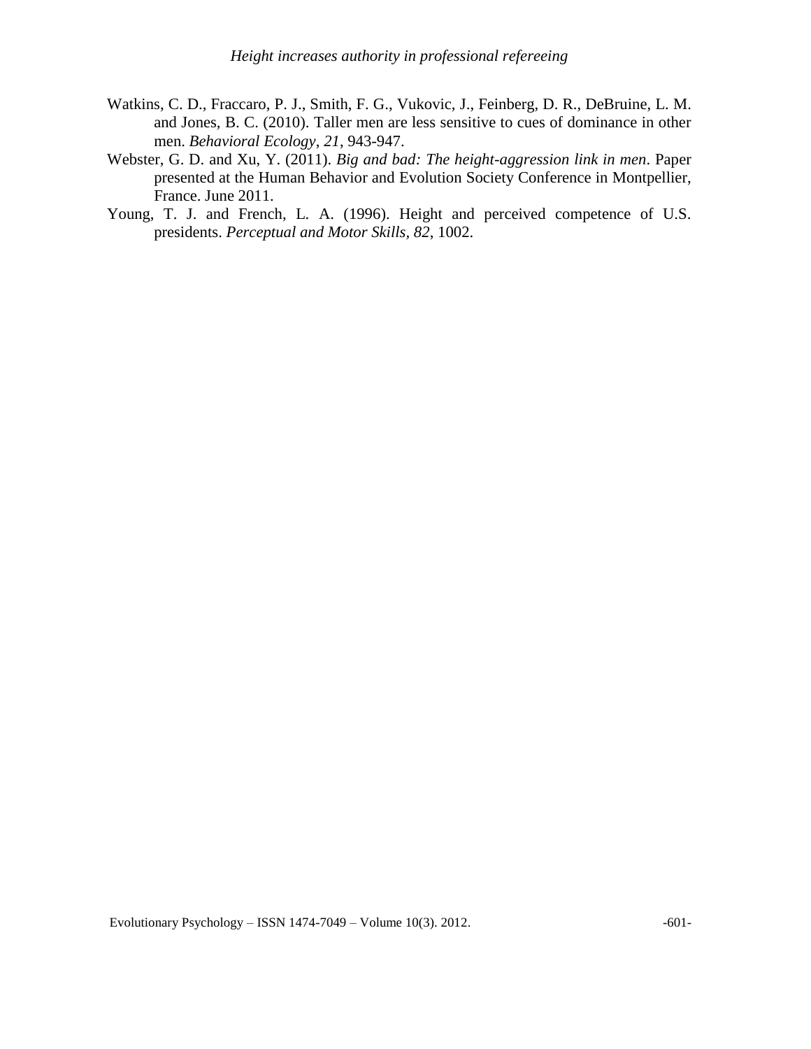Watkins, C. D., Fraccaro, P. J., Smith, F. G., Vukovic, J., Feinberg, D. R., DeBruine, L. M. and Jones, B. C. (2010). Taller men are less sensitive to cues of dominance in other men. *Behavioral Ecology*, *21*, 943-947.

Webster, G. D. and Xu, Y. (2011). *Big and bad: The height-aggression link in men*. Paper presented at the Human Behavior and Evolution Society Conference in Montpellier, France. June 2011.

Young, T. J. and French, L. A. (1996). Height and perceived competence of U.S. presidents. *Perceptual and Motor Skills*, *82*, 1002.